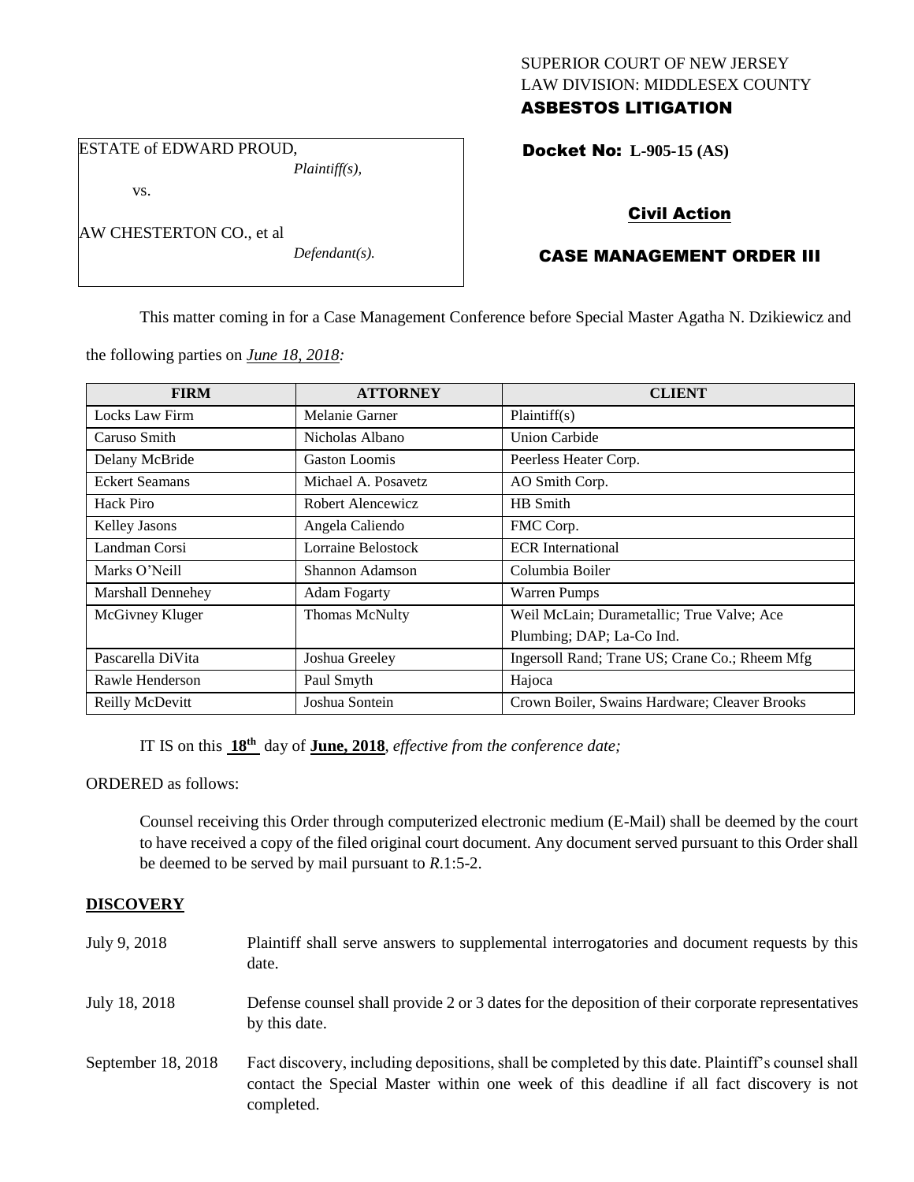SUPERIOR COURT OF NEW JERSEY
LAW DIVISION: MIDDLESEX COUNTY
**ASBESTOS LITIGATION**

ESTATE of EDWARD PROUD,
*Plaintiff(s),*

vs.

AW CHESTERTON CO., et al
*Defendant(s).*

**Docket No: L-905-15 (AS)**

**Civil Action**

**CASE MANAGEMENT ORDER III**

This matter coming in for a Case Management Conference before Special Master Agatha N. Dzikiewicz and the following parties on *June 18, 2018:*

| FIRM | ATTORNEY | CLIENT |
|---|---|---|
| Locks Law Firm | Melanie Garner | Plaintiff(s) |
| Caruso Smith | Nicholas Albano | Union Carbide |
| Delany McBride | Gaston Loomis | Peerless Heater Corp. |
| Eckert Seamans | Michael A. Posavetz | AO Smith Corp. |
| Hack Piro | Robert Alencewicz | HB Smith |
| Kelley Jasons | Angela Caliendo | FMC Corp. |
| Landman Corsi | Lorraine Belostock | ECR International |
| Marks O'Neill | Shannon Adamson | Columbia Boiler |
| Marshall Dennehey | Adam Fogarty | Warren Pumps |
| McGivney Kluger | Thomas McNulty | Weil McLain; Durametallic; True Valve; Ace Plumbing; DAP; La-Co Ind. |
| Pascarella DiVita | Joshua Greeley | Ingersoll Rand; Trane US; Crane Co.; Rheem Mfg |
| Rawle Henderson | Paul Smyth | Hajoca |
| Reilly McDevitt | Joshua Sontein | Crown Boiler, Swains Hardware; Cleaver Brooks |

IT IS on this **18th** day of **June, 2018**, *effective from the conference date;*

ORDERED as follows:

Counsel receiving this Order through computerized electronic medium (E-Mail) shall be deemed by the court to have received a copy of the filed original court document. Any document served pursuant to this Order shall be deemed to be served by mail pursuant to *R*.1:5-2.

## **DISCOVERY**

| | |
|---|---|
| July 9, 2018 | Plaintiff shall serve answers to supplemental interrogatories and document requests by this date. |
| July 18, 2018 | Defense counsel shall provide 2 or 3 dates for the deposition of their corporate representatives by this date. |
| September 18, 2018 | Fact discovery, including depositions, shall be completed by this date. Plaintiff's counsel shall contact the Special Master within one week of this deadline if all fact discovery is not completed. |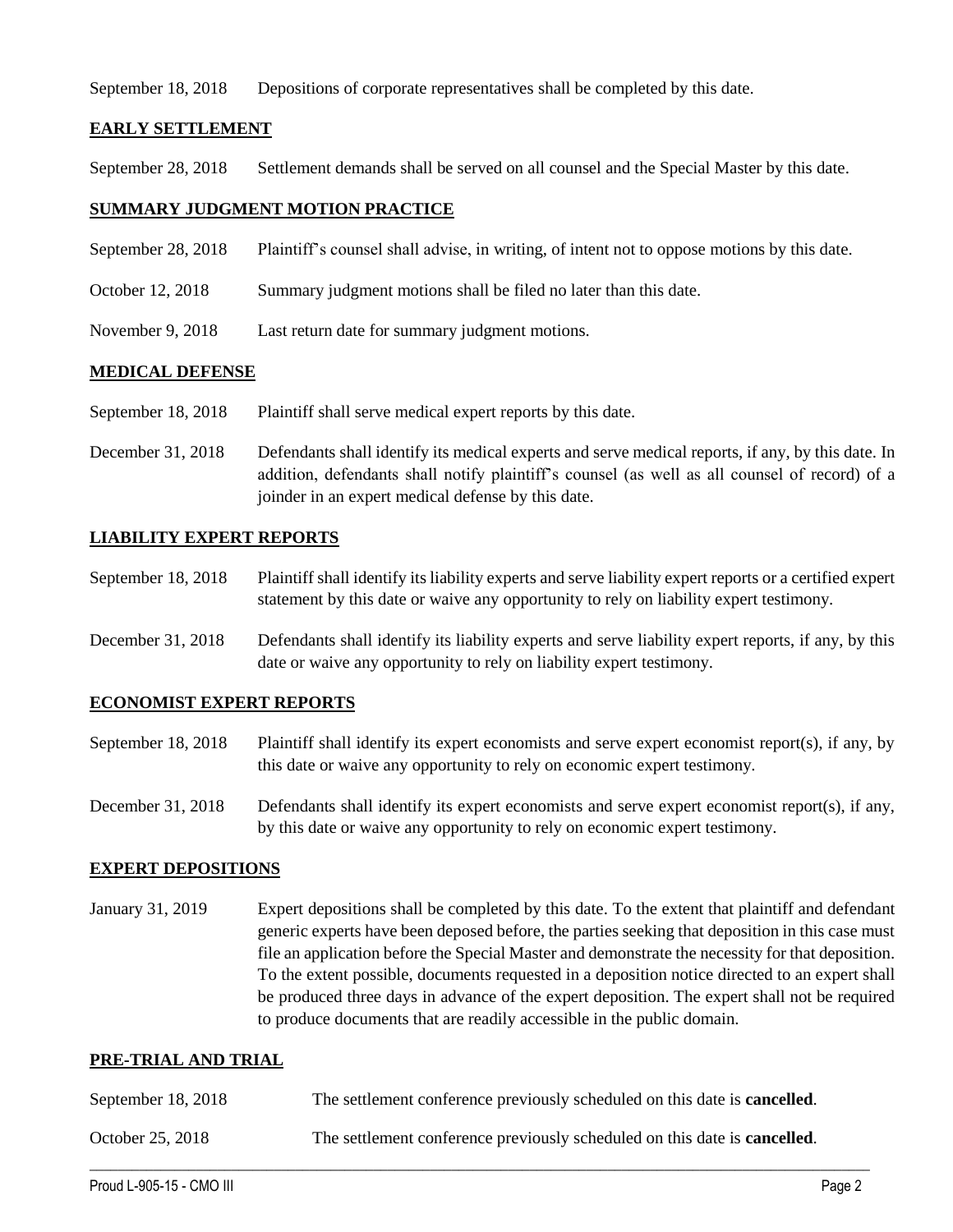September 18, 2018 Depositions of corporate representatives shall be completed by this date.

## EARLY SETTLEMENT

September 28, 2018 Settlement demands shall be served on all counsel and the Special Master by this date.

## SUMMARY JUDGMENT MOTION PRACTICE

September 28, 2018 Plaintiff's counsel shall advise, in writing, of intent not to oppose motions by this date.

October 12, 2018 Summary judgment motions shall be filed no later than this date.

November 9, 2018 Last return date for summary judgment motions.

## MEDICAL DEFENSE

September 18, 2018 Plaintiff shall serve medical expert reports by this date.

December 31, 2018 Defendants shall identify its medical experts and serve medical reports, if any, by this date. In addition, defendants shall notify plaintiff's counsel (as well as all counsel of record) of a joinder in an expert medical defense by this date.

## LIABILITY EXPERT REPORTS

September 18, 2018 Plaintiff shall identify its liability experts and serve liability expert reports or a certified expert statement by this date or waive any opportunity to rely on liability expert testimony.

December 31, 2018 Defendants shall identify its liability experts and serve liability expert reports, if any, by this date or waive any opportunity to rely on liability expert testimony.

## ECONOMIST EXPERT REPORTS

September 18, 2018 Plaintiff shall identify its expert economists and serve expert economist report(s), if any, by this date or waive any opportunity to rely on economic expert testimony.

December 31, 2018 Defendants shall identify its expert economists and serve expert economist report(s), if any, by this date or waive any opportunity to rely on economic expert testimony.

## EXPERT DEPOSITIONS

January 31, 2019 Expert depositions shall be completed by this date. To the extent that plaintiff and defendant generic experts have been deposed before, the parties seeking that deposition in this case must file an application before the Special Master and demonstrate the necessity for that deposition. To the extent possible, documents requested in a deposition notice directed to an expert shall be produced three days in advance of the expert deposition. The expert shall not be required to produce documents that are readily accessible in the public domain.

## PRE-TRIAL AND TRIAL

September 18, 2018 The settlement conference previously scheduled on this date is **cancelled**.

October 25, 2018 The settlement conference previously scheduled on this date is **cancelled**.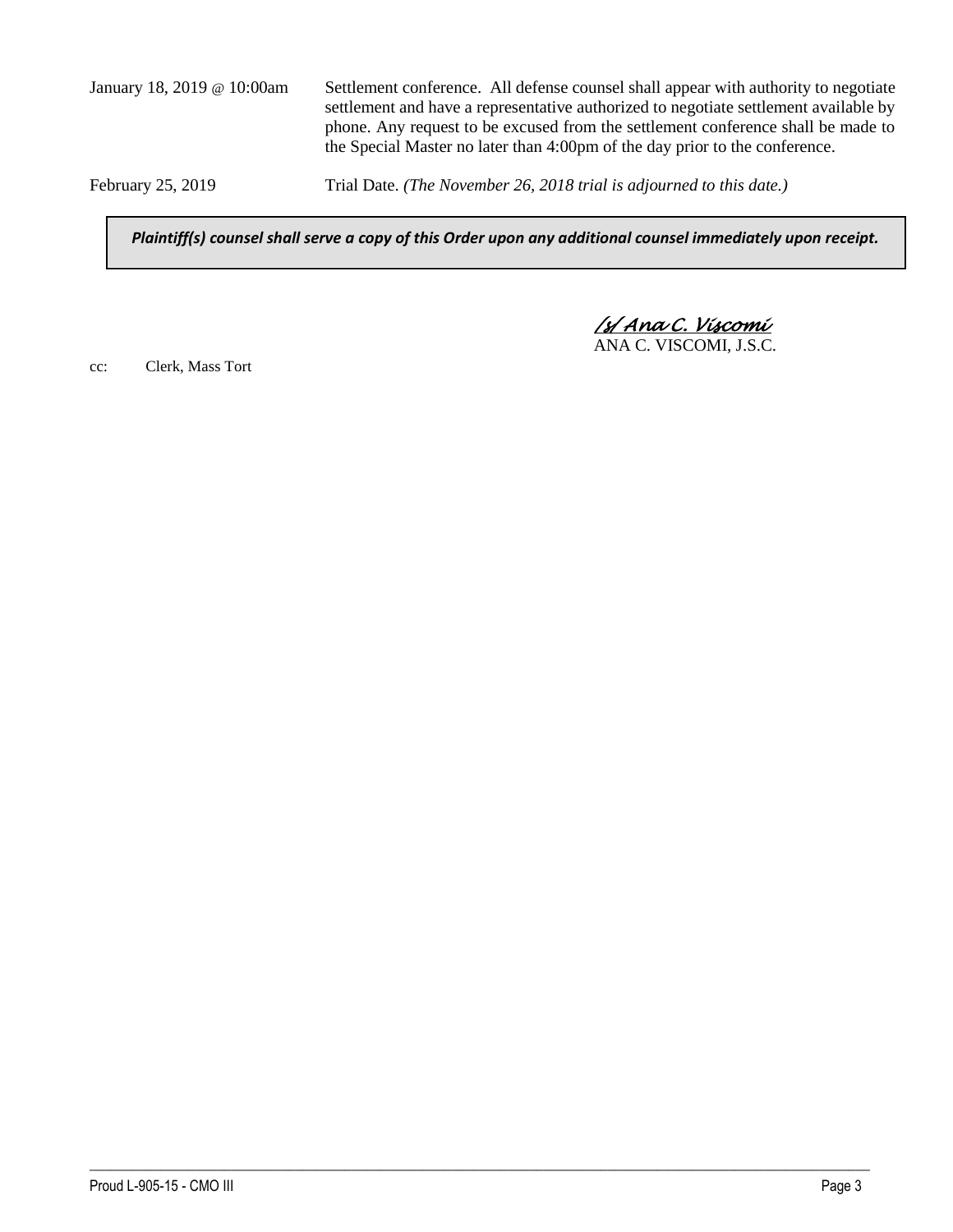| | |
|---|---|
| January 18, 2019 @ 10:00am | Settlement conference. All defense counsel shall appear with authority to negotiate settlement and have a representative authorized to negotiate settlement available by phone. Any request to be excused from the settlement conference shall be made to the Special Master no later than 4:00pm of the day prior to the conference. |
| February 25, 2019 | Trial Date. *(The November 26, 2018 trial is adjourned to this date.)* |

***Plaintiff(s) counsel shall serve a copy of this Order upon any additional counsel immediately upon receipt.***

*/s/ Ana C. Viscomi*
ANA C. VISCOMI, J.S.C.

cc: Clerk, Mass Tort